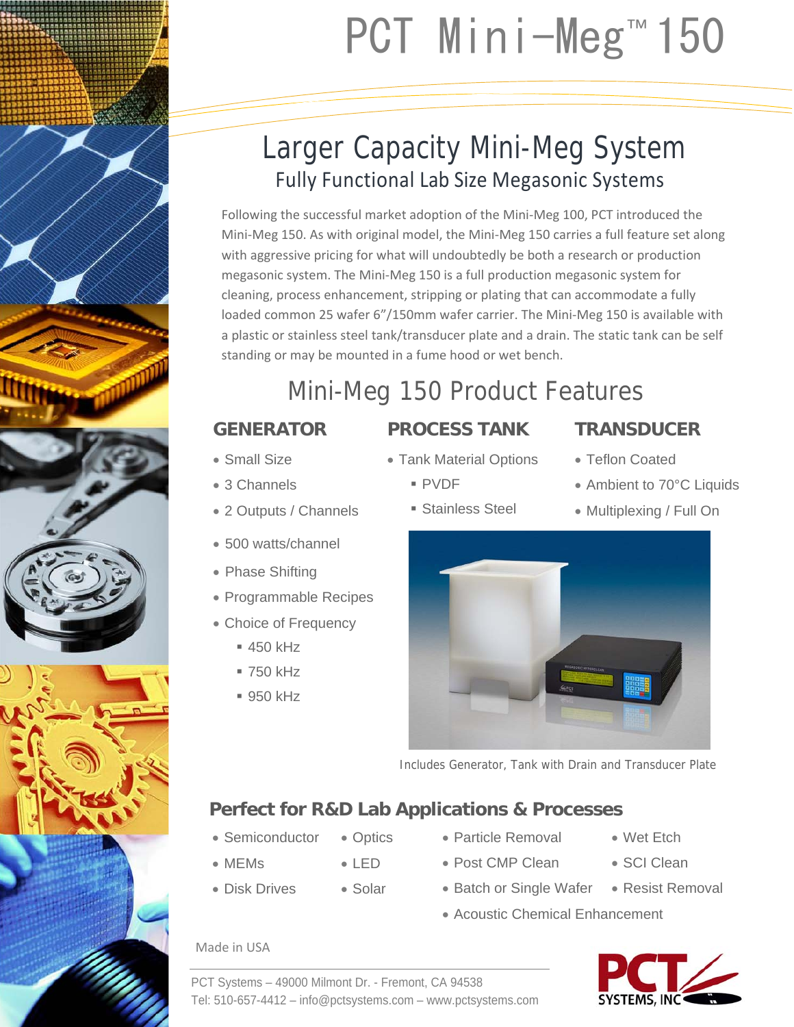# PCT Mini-Meg™ 150

## Larger Capacity Mini-Meg System

### Fully Functional Lab Size Megasonic Systems

Following the successful market adoption of the Mini-Meg 100, PCT introduced the Mini-Meg 150. As with original model, the Mini-Meg 150 carries a full feature set along with aggressive pricing for what will undoubtedly be both a research or production megasonic system. The Mini-Meg 150 is a full production megasonic system for cleaning, process enhancement, stripping or plating that can accommodate a fully loaded common 25 wafer 6"/150mm wafer carrier. The Mini-Meg 150 is available with a plastic or stainless steel tank/transducer plate and a drain. The static tank can be self standing or may be mounted in a fume hood or wet bench.

## Mini-Meg 150 Product Features

### GENERATOR

- Small Size
- 3 Channels
- 2 Outputs / Channels
- 500 watts/channel
- Phase Shifting
- Programmable Recipes
- Choice of Frequency
  - 450 kHz
  - 750 kHz
  - 950 kHz

### PROCESS TANK

- Tank Material Options
  - PVDF
  - Stainless Steel

### TRANSDUCER

- Teflon Coated
- Ambient to 70°C Liquids
- Multiplexing / Full On

Includes Generator, Tank with Drain and Transducer Plate

### Perfect for R&D Lab Applications & Processes

- Semiconductor
- MEMs
- Disk Drives
- Optics
- LED
- Solar
- Particle Removal
- Post CMP Clean
- Batch or Single Wafer
- Acoustic Chemical Enhancement
- Wet Etch
- SCI Clean
- Resist Removal

Made in USA

PCT Systems – 49000 Milmont Dr. - Fremont, CA 94538
Tel: 510-657-4412 – info@pctsystems.com – www.pctsystems.com

PCT SYSTEMS, INC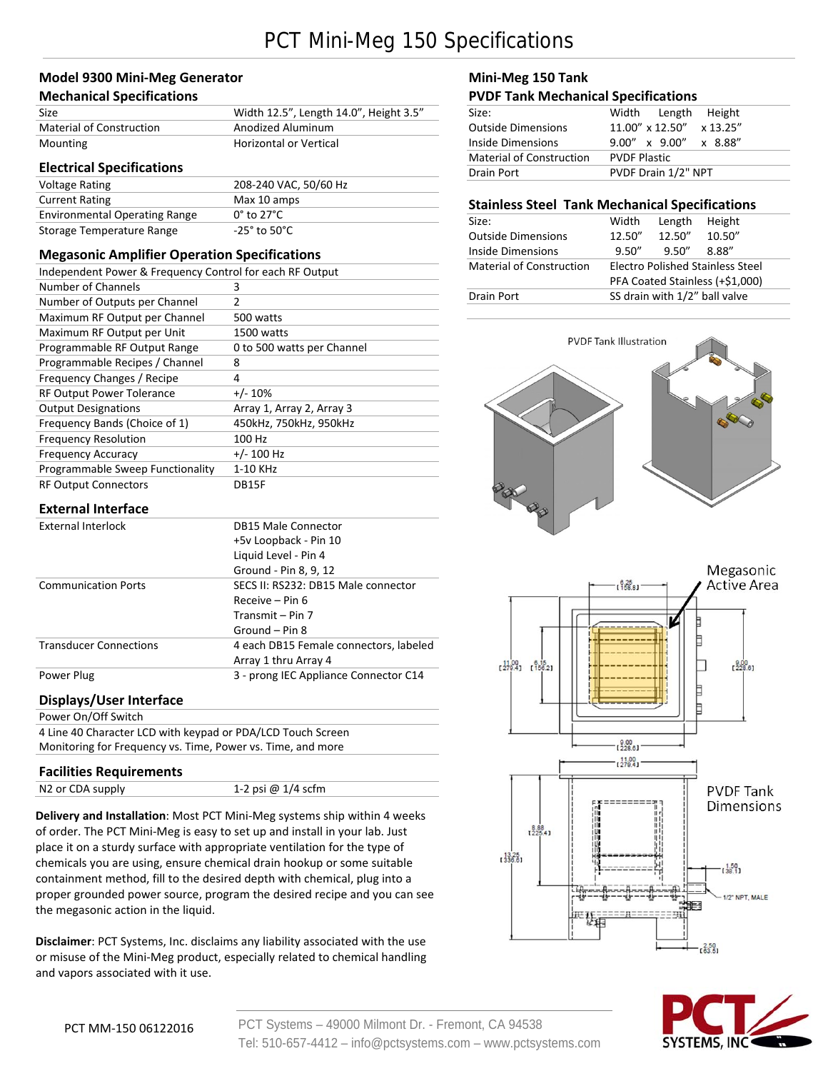# PCT Mini-Meg 150 Specifications

## Model 9300 Mini-Meg Generator

### Mechanical Specifications

| | |
|---|---|
| Size | Width 12.5”, Length 14.0”, Height 3.5” |
| Material of Construction | Anodized Aluminum |
| Mounting | Horizontal or Vertical |

### Electrical Specifications

| | |
|---|---|
| Voltage Rating | 208-240 VAC, 50/60 Hz |
| Current Rating | Max 10 amps |
| Environmental Operating Range | 0° to 27°C |
| Storage Temperature Range | -25° to 50°C |

### Megasonic Amplifier Operation Specifications

| | |
|---|---|
| Independent Power & Frequency Control for each RF Output | |
| Number of Channels | 3 |
| Number of Outputs per Channel | 2 |
| Maximum RF Output per Channel | 500 watts |
| Maximum RF Output per Unit | 1500 watts |
| Programmable RF Output Range | 0 to 500 watts per Channel |
| Programmable Recipes / Channel | 8 |
| Frequency Changes / Recipe | 4 |
| RF Output Power Tolerance | +/- 10% |
| Output Designations | Array 1, Array 2, Array 3 |
| Frequency Bands (Choice of 1) | 450kHz, 750kHz, 950kHz |
| Frequency Resolution | 100 Hz |
| Frequency Accuracy | +/- 100 Hz |
| Programmable Sweep Functionality | 1-10 KHz |
| RF Output Connectors | DB15F |

### External Interface

| | |
|---|---|
| External Interlock | DB15 Male Connector<br>+5v Loopback - Pin 10<br>Liquid Level - Pin 4<br>Ground - Pin 8, 9, 12 |
| Communication Ports | SECS II: RS232: DB15 Male connector<br>Receive – Pin 6<br>Transmit – Pin 7<br>Ground – Pin 8 |
| Transducer Connections | 4 each DB15 Female connectors, labeled Array 1 thru Array 4 |
| Power Plug | 3 - prong IEC Appliance Connector C14 |

### Displays/User Interface

Power On/Off Switch

4 Line 40 Character LCD with keypad or PDA/LCD Touch Screen
Monitoring for Frequency vs. Time, Power vs. Time, and more

### Facilities Requirements

| | |
|---|---|
| N2 or CDA supply | 1-2 psi @ 1/4 scfm |

**Delivery and Installation**: Most PCT Mini-Meg systems ship within 4 weeks of order. The PCT Mini-Meg is easy to set up and install in your lab. Just place it on a sturdy surface with appropriate ventilation for the type of chemicals you are using, ensure chemical drain hookup or some suitable containment method, fill to the desired depth with chemical, plug into a proper grounded power source, program the desired recipe and you can see the megasonic action in the liquid.

**Disclaimer**: PCT Systems, Inc. disclaims any liability associated with the use or misuse of the Mini-Meg product, especially related to chemical handling and vapors associated with it use.

## Mini-Meg 150 Tank

### PVDF Tank Mechanical Specifications

| Size: | Width | Length | Height |
|---|---|---|---|
| Outside Dimensions | 11.00” | x 12.50” | x 13.25” |
| Inside Dimensions | 9.00” | x 9.00” | x 8.88” |
| Material of Construction | PVDF Plastic | | |
| Drain Port | PVDF Drain 1/2" NPT | | |

### Stainless Steel Tank Mechanical Specifications

| Size: | Width | Length | Height |
|---|---|---|---|
| Outside Dimensions | 12.50” | 12.50” | 10.50” |
| Inside Dimensions | 9.50” | 9.50” | 8.88” |
| Material of Construction | Electro Polished Stainless Steel<br>PFA Coated Stainless (+$1,000) | | |
| Drain Port | SS drain with 1/2” ball valve | | |

PVDF Tank Illustration

Megasonic Active Area

6.25 [158.8]
11.00 [279.4]
6.15 [156.2]
9.00 [228.6]
9.00 [228.6]
11.00 [279.4]

PVDF Tank Dimensions

8.88 [225.4]
13.25 [336.6]
1.50 [38.1]
1/2" NPT, MALE
2.50 [63.5]

PCT MM-150 06122016

PCT Systems – 49000 Milmont Dr. - Fremont, CA 94538
Tel: 510-657-4412 – info@pctsystems.com – www.pctsystems.com

PCT SYSTEMS, INC